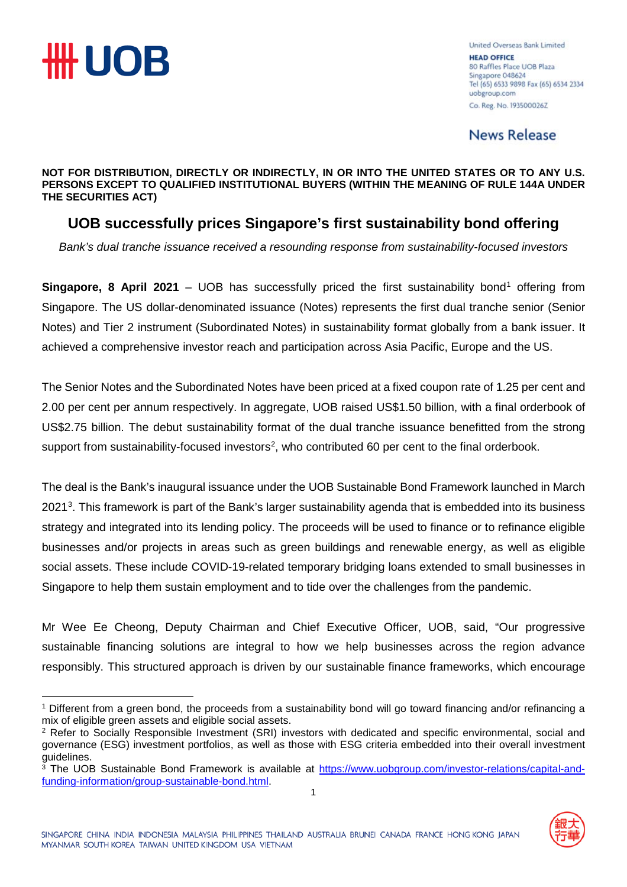United Overseas Bank Limited
**HEAD OFFICE**
80 Raffles Place UOB Plaza
Singapore 048624
Tel (65) 6533 9898 Fax (65) 6534 2334
uobgroup.com
Co. Reg. No. 193500026Z

News Release

**NOT FOR DISTRIBUTION, DIRECTLY OR INDIRECTLY, IN OR INTO THE UNITED STATES OR TO ANY U.S. PERSONS EXCEPT TO QUALIFIED INSTITUTIONAL BUYERS (WITHIN THE MEANING OF RULE 144A UNDER THE SECURITIES ACT)**

# UOB successfully prices Singapore's first sustainability bond offering

*Bank's dual tranche issuance received a resounding response from sustainability-focused investors*

**Singapore, 8 April 2021** – UOB has successfully priced the first sustainability bond[1] offering from Singapore. The US dollar-denominated issuance (Notes) represents the first dual tranche senior (Senior Notes) and Tier 2 instrument (Subordinated Notes) in sustainability format globally from a bank issuer. It achieved a comprehensive investor reach and participation across Asia Pacific, Europe and the US.

The Senior Notes and the Subordinated Notes have been priced at a fixed coupon rate of 1.25 per cent and 2.00 per cent per annum respectively. In aggregate, UOB raised US$1.50 billion, with a final orderbook of US$2.75 billion. The debut sustainability format of the dual tranche issuance benefitted from the strong support from sustainability-focused investors[2], who contributed 60 per cent to the final orderbook.

The deal is the Bank's inaugural issuance under the UOB Sustainable Bond Framework launched in March 2021[3]. This framework is part of the Bank's larger sustainability agenda that is embedded into its business strategy and integrated into its lending policy. The proceeds will be used to finance or to refinance eligible businesses and/or projects in areas such as green buildings and renewable energy, as well as eligible social assets. These include COVID-19-related temporary bridging loans extended to small businesses in Singapore to help them sustain employment and to tide over the challenges from the pandemic.

Mr Wee Ee Cheong, Deputy Chairman and Chief Executive Officer, UOB, said, "Our progressive sustainable financing solutions are integral to how we help businesses across the region advance responsibly. This structured approach is driven by our sustainable finance frameworks, which encourage

---

[1] Different from a green bond, the proceeds from a sustainability bond will go toward financing and/or refinancing a mix of eligible green assets and eligible social assets.

[2] Refer to Socially Responsible Investment (SRI) investors with dedicated and specific environmental, social and governance (ESG) investment portfolios, as well as those with ESG criteria embedded into their overall investment guidelines.

[3] The UOB Sustainable Bond Framework is available at https://www.uobgroup.com/investor-relations/capital-and-funding-information/group-sustainable-bond.html.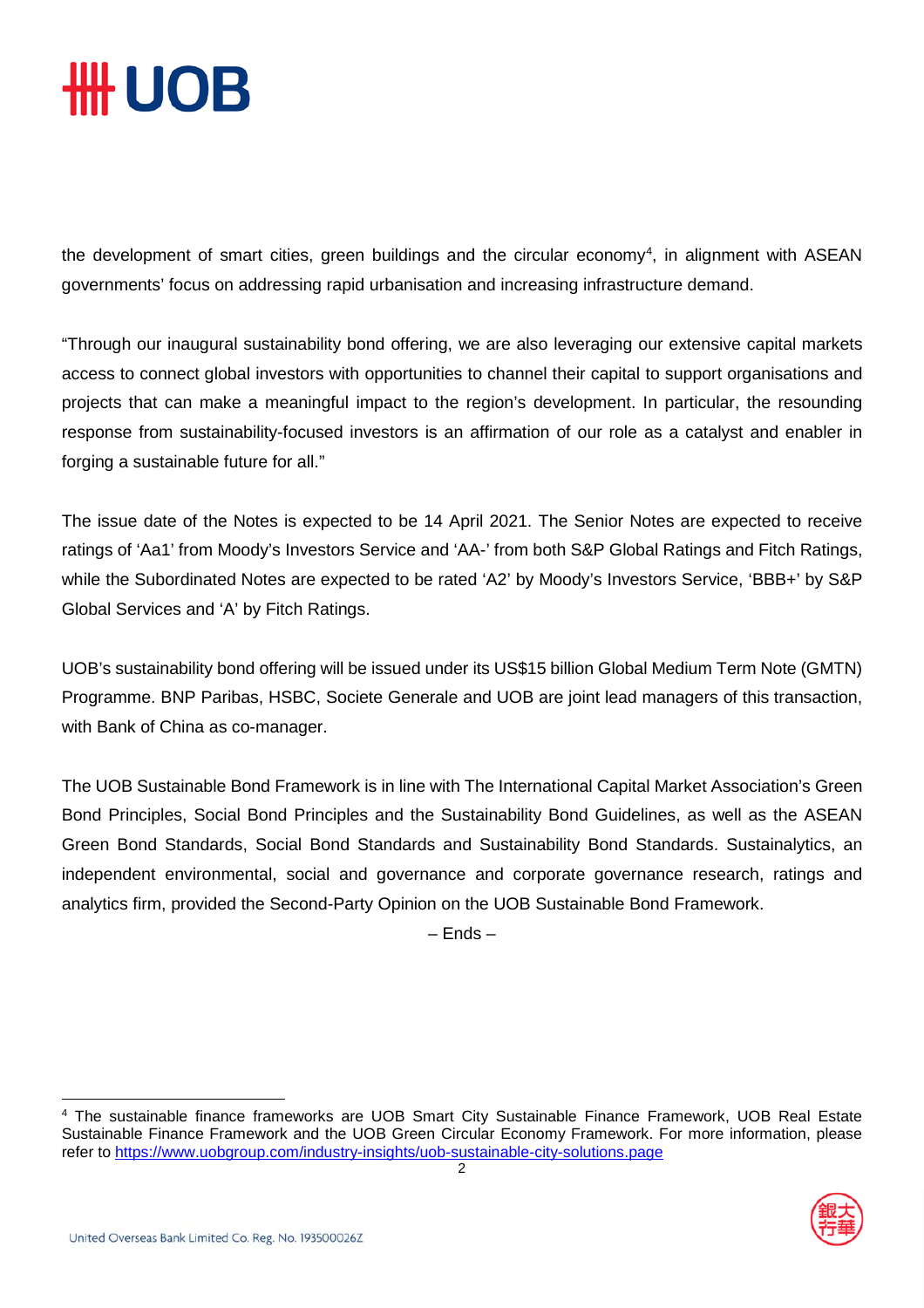the development of smart cities, green buildings and the circular economy[4], in alignment with ASEAN governments' focus on addressing rapid urbanisation and increasing infrastructure demand.

"Through our inaugural sustainability bond offering, we are also leveraging our extensive capital markets access to connect global investors with opportunities to channel their capital to support organisations and projects that can make a meaningful impact to the region's development. In particular, the resounding response from sustainability-focused investors is an affirmation of our role as a catalyst and enabler in forging a sustainable future for all."

The issue date of the Notes is expected to be 14 April 2021. The Senior Notes are expected to receive ratings of 'Aa1' from Moody's Investors Service and 'AA-' from both S&P Global Ratings and Fitch Ratings, while the Subordinated Notes are expected to be rated 'A2' by Moody's Investors Service, 'BBB+' by S&P Global Services and 'A' by Fitch Ratings.

UOB's sustainability bond offering will be issued under its US$15 billion Global Medium Term Note (GMTN) Programme. BNP Paribas, HSBC, Societe Generale and UOB are joint lead managers of this transaction, with Bank of China as co-manager.

The UOB Sustainable Bond Framework is in line with The International Capital Market Association's Green Bond Principles, Social Bond Principles and the Sustainability Bond Guidelines, as well as the ASEAN Green Bond Standards, Social Bond Standards and Sustainability Bond Standards. Sustainalytics, an independent environmental, social and governance and corporate governance research, ratings and analytics firm, provided the Second-Party Opinion on the UOB Sustainable Bond Framework.

– Ends –

---

[4] The sustainable finance frameworks are UOB Smart City Sustainable Finance Framework, UOB Real Estate Sustainable Finance Framework and the UOB Green Circular Economy Framework. For more information, please refer to https://www.uobgroup.com/industry-insights/uob-sustainable-city-solutions.page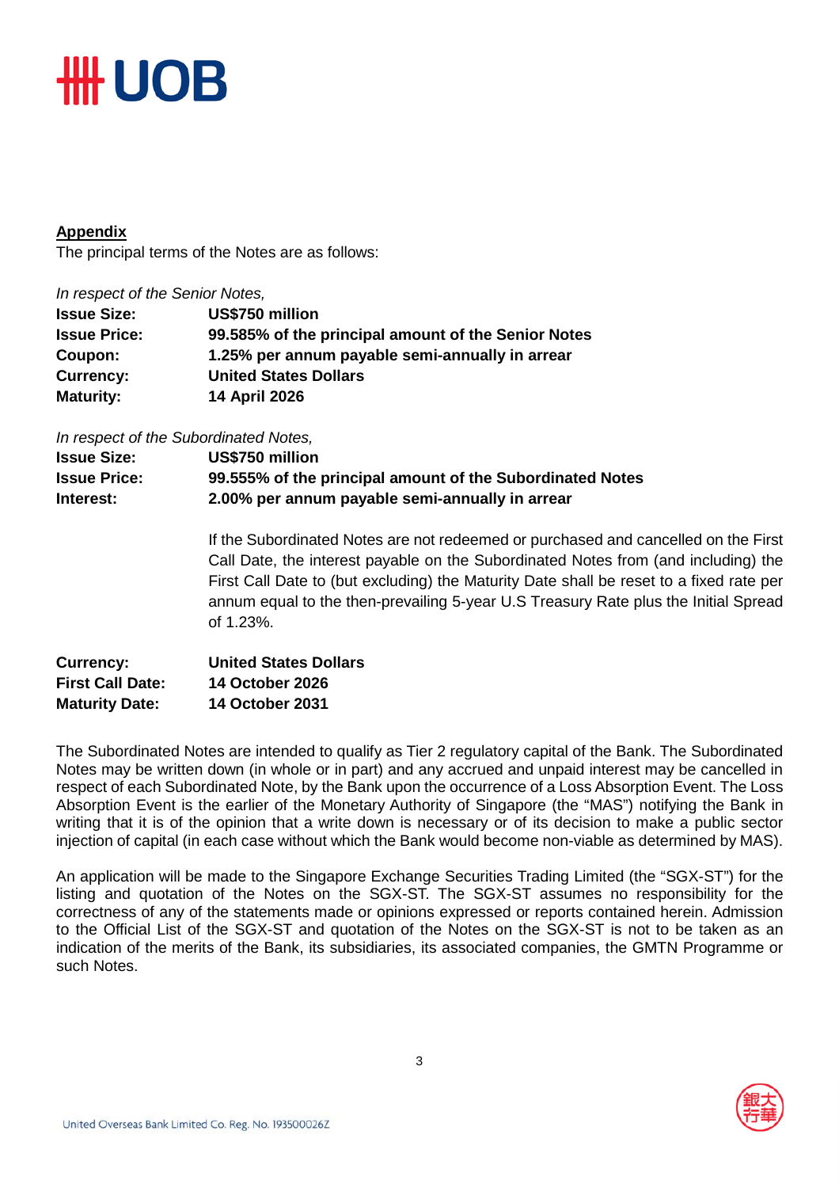**Appendix**

The principal terms of the Notes are as follows:

*In respect of the Senior Notes,*

**Issue Size:** **US$750 million**
**Issue Price:** **99.585% of the principal amount of the Senior Notes**
**Coupon:** **1.25% per annum payable semi-annually in arrear**
**Currency:** **United States Dollars**
**Maturity:** **14 April 2026**

*In respect of the Subordinated Notes,*

**Issue Size:** **US$750 million**
**Issue Price:** **99.555% of the principal amount of the Subordinated Notes**
**Interest:** **2.00% per annum payable semi-annually in arrear**

If the Subordinated Notes are not redeemed or purchased and cancelled on the First Call Date, the interest payable on the Subordinated Notes from (and including) the First Call Date to (but excluding) the Maturity Date shall be reset to a fixed rate per annum equal to the then-prevailing 5-year U.S Treasury Rate plus the Initial Spread of 1.23%.

**Currency:** **United States Dollars**
**First Call Date:** **14 October 2026**
**Maturity Date:** **14 October 2031**

The Subordinated Notes are intended to qualify as Tier 2 regulatory capital of the Bank. The Subordinated Notes may be written down (in whole or in part) and any accrued and unpaid interest may be cancelled in respect of each Subordinated Note, by the Bank upon the occurrence of a Loss Absorption Event. The Loss Absorption Event is the earlier of the Monetary Authority of Singapore (the "MAS") notifying the Bank in writing that it is of the opinion that a write down is necessary or of its decision to make a public sector injection of capital (in each case without which the Bank would become non-viable as determined by MAS).

An application will be made to the Singapore Exchange Securities Trading Limited (the "SGX-ST") for the listing and quotation of the Notes on the SGX-ST. The SGX-ST assumes no responsibility for the correctness of any of the statements made or opinions expressed or reports contained herein. Admission to the Official List of the SGX-ST and quotation of the Notes on the SGX-ST is not to be taken as an indication of the merits of the Bank, its subsidiaries, its associated companies, the GMTN Programme or such Notes.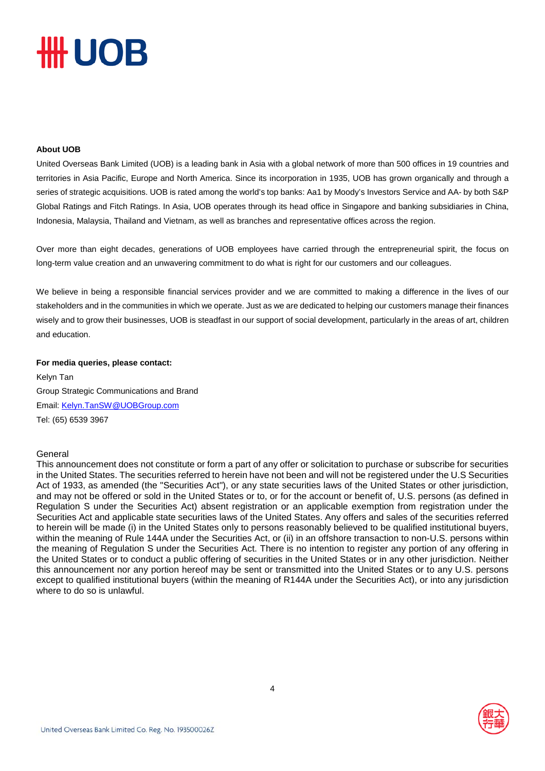**About UOB**

United Overseas Bank Limited (UOB) is a leading bank in Asia with a global network of more than 500 offices in 19 countries and territories in Asia Pacific, Europe and North America. Since its incorporation in 1935, UOB has grown organically and through a series of strategic acquisitions. UOB is rated among the world's top banks: Aa1 by Moody's Investors Service and AA- by both S&P Global Ratings and Fitch Ratings. In Asia, UOB operates through its head office in Singapore and banking subsidiaries in China, Indonesia, Malaysia, Thailand and Vietnam, as well as branches and representative offices across the region.

Over more than eight decades, generations of UOB employees have carried through the entrepreneurial spirit, the focus on long-term value creation and an unwavering commitment to do what is right for our customers and our colleagues.

We believe in being a responsible financial services provider and we are committed to making a difference in the lives of our stakeholders and in the communities in which we operate. Just as we are dedicated to helping our customers manage their finances wisely and to grow their businesses, UOB is steadfast in our support of social development, particularly in the areas of art, children and education.

**For media queries, please contact:**

Kelyn Tan
Group Strategic Communications and Brand
Email: Kelyn.TanSW@UOBGroup.com
Tel: (65) 6539 3967

General

This announcement does not constitute or form a part of any offer or solicitation to purchase or subscribe for securities in the United States. The securities referred to herein have not been and will not be registered under the U.S Securities Act of 1933, as amended (the "Securities Act"), or any state securities laws of the United States or other jurisdiction, and may not be offered or sold in the United States or to, or for the account or benefit of, U.S. persons (as defined in Regulation S under the Securities Act) absent registration or an applicable exemption from registration under the Securities Act and applicable state securities laws of the United States. Any offers and sales of the securities referred to herein will be made (i) in the United States only to persons reasonably believed to be qualified institutional buyers, within the meaning of Rule 144A under the Securities Act, or (ii) in an offshore transaction to non-U.S. persons within the meaning of Regulation S under the Securities Act. There is no intention to register any portion of any offering in the United States or to conduct a public offering of securities in the United States or in any other jurisdiction. Neither this announcement nor any portion hereof may be sent or transmitted into the United States or to any U.S. persons except to qualified institutional buyers (within the meaning of R144A under the Securities Act), or into any jurisdiction where to do so is unlawful.